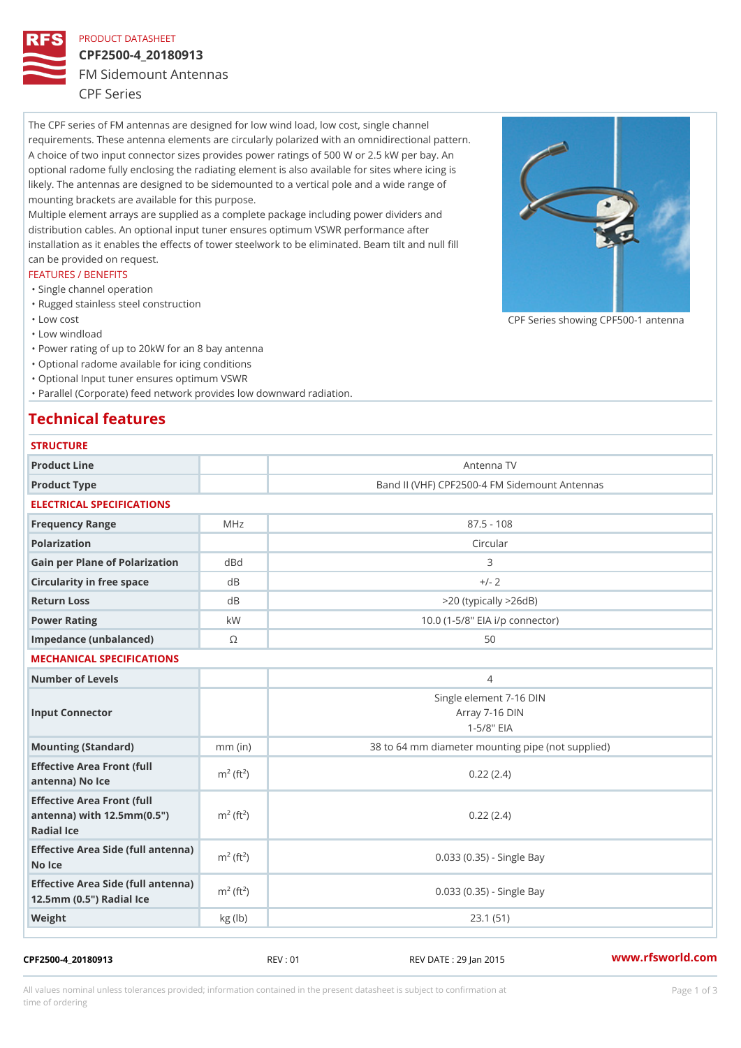PRODUCT DATASHEET

# CPF2500-4_20180913

## FM Sidemount Antennas

CPF Series

The CPF series of FM antennas are designed for low wind load, low cost, single channel requirements. These antenna elements are circularly polarized with an omnidirectional pattern. A choice of two input connector sizes provides power ratings of 500 W or 2.5 kW per bay. An optional radome fully enclosing the radiating element is also available for sites where icing is likely. The antennas are designed to be sidemounted to a vertical pole and a wide range of mounting brackets are available for this purpose.
Multiple element arrays are supplied as a complete package including power dividers and distribution cables. An optional input tuner ensures optimum VSWR performance after installation as it enables the effects of tower steelwork to be eliminated. Beam tilt and null fill can be provided on request.

CPF Series showing CPF500-1 antenna

FEATURES / BENEFITS

- Single channel operation
- Rugged stainless steel construction
- Low cost
- Low windload
- Power rating of up to 20kW for an 8 bay antenna
- Optional radome available for icing conditions
- Optional Input tuner ensures optimum VSWR
- Parallel (Corporate) feed network provides low downward radiation.

## Technical features

### STRUCTURE

| | | |
|---|---|---|
| **Product Line** | | Antenna TV |
| **Product Type** | | Band II (VHF) CPF2500-4 FM Sidemount Antennas |

### ELECTRICAL SPECIFICATIONS

| | | |
|---|---|---|
| **Frequency Range** | MHz | 87.5 - 108 |
| **Polarization** | | Circular |
| **Gain per Plane of Polarization** | dBd | 3 |
| **Circularity in free space** | dB | +/- 2 |
| **Return Loss** | dB | >20 (typically >26dB) |
| **Power Rating** | kW | 10.0 (1-5/8" EIA i/p connector) |
| **Impedance (unbalanced)** | Ω | 50 |

### MECHANICAL SPECIFICATIONS

| | | |
|---|---|---|
| **Number of Levels** | | 4 |
| **Input Connector** | | Single element 7-16 DIN<br>Array 7-16 DIN<br>1-5/8" EIA |
| **Mounting (Standard)** | mm (in) | 38 to 64 mm diameter mounting pipe (not supplied) |
| **Effective Area Front (full antenna) No Ice** | $m^2$ ($ft^2$) | 0.22 (2.4) |
| **Effective Area Front (full antenna) with 12.5mm(0.5") Radial Ice** | $m^2$ ($ft^2$) | 0.22 (2.4) |
| **Effective Area Side (full antenna) No Ice** | $m^2$ ($ft^2$) | 0.033 (0.35) - Single Bay |
| **Effective Area Side (full antenna) 12.5mm (0.5") Radial Ice** | $m^2$ ($ft^2$) | 0.033 (0.35) - Single Bay |
| **Weight** | kg (lb) | 23.1 (51) |

CPF2500-4_20180913 REV : 01 REV DATE : 29 Jan 2015 www.rfsworld.com

All values nominal unless tolerances provided; information contained in the present datasheet is subject to confirmation at time of ordering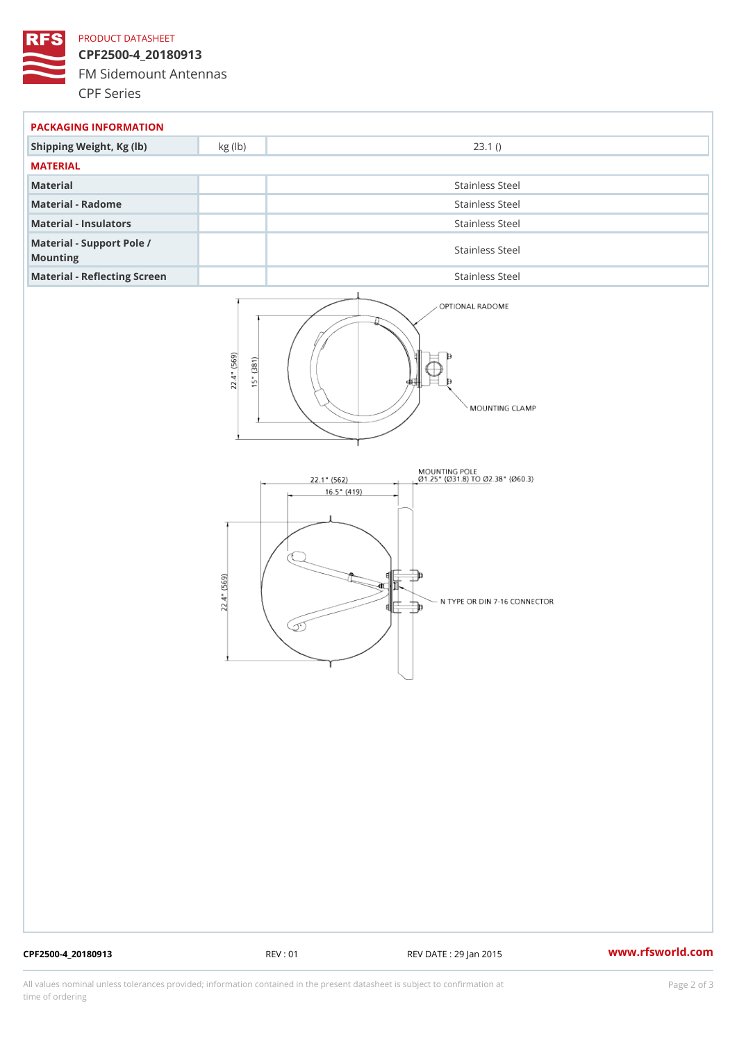## PACKAGING INFORMATION

| | | |
|---|---|---|
| Shipping Weight, Kg (lb) | kg (lb) | 23.1 () |

## MATERIAL

| | | |
|---|---|---|
| Material | | Stainless Steel |
| Material - Radome | | Stainless Steel |
| Material - Insulators | | Stainless Steel |
| Material - Support Pole / Mounting | | Stainless Steel |
| Material - Reflecting Screen | | Stainless Steel |

OPTIONAL RADOME

MOUNTING CLAMP

22.4" (569)

15" (381)

22.1" (562)

16.5" (419)

MOUNTING POLE
Ø1.25" (Ø31.8) TO Ø2.38" (Ø60.3)

22.4" (569)

N TYPE OR DIN 7-16 CONNECTOR

CPF2500-4_20180913 REV : 01 REV DATE : 29 Jan 2015 www.rfsworld.com

All values nominal unless tolerances provided; information contained in the present datasheet is subject to confirmation at time of ordering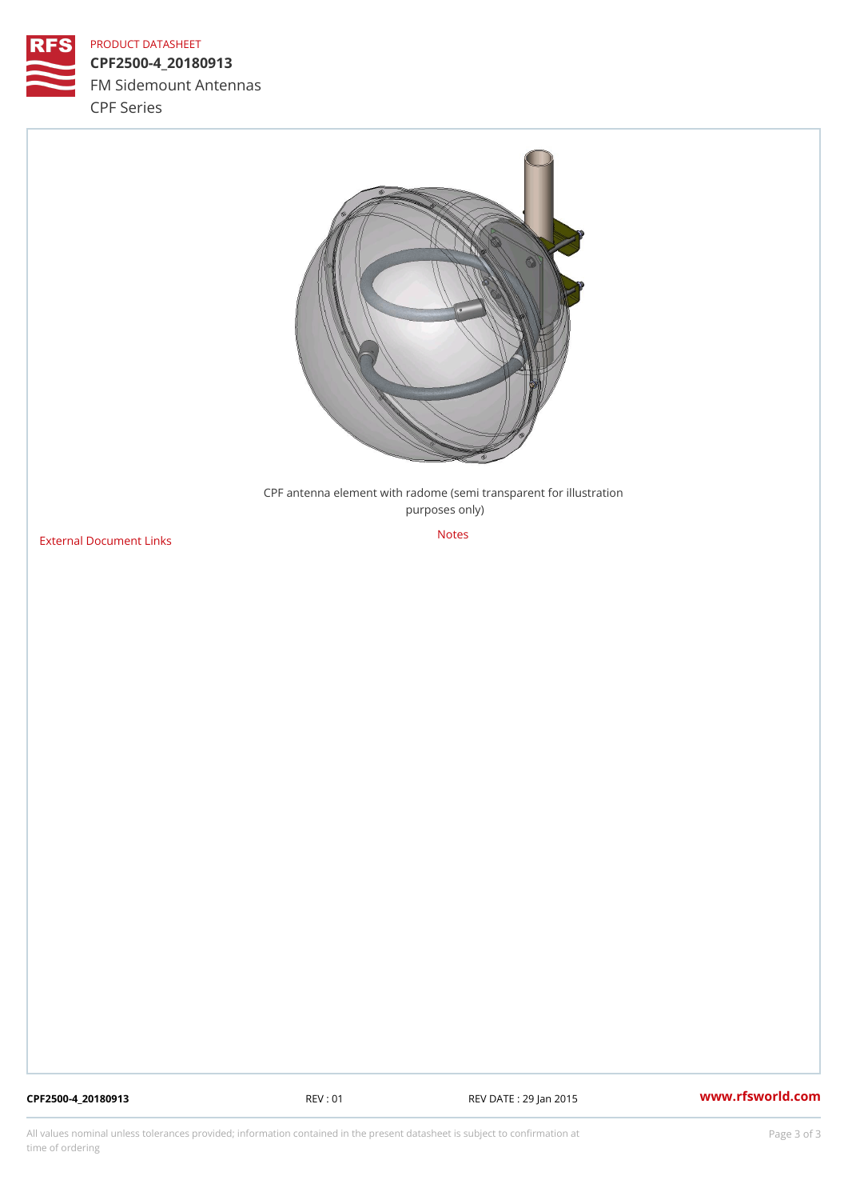PRODUCT DATASHEET

# CPF2500-4_20180913

FM Sidemount Antennas

CPF Series

CPF antenna element with radome (semi transparent for illustration purposes only)

External Document Links

Notes

CPF2500-4_20180913 REV : 01 REV DATE : 29 Jan 2015 www.rfsworld.com

All values nominal unless tolerances provided; information contained in the present datasheet is subject to confirmation at time of ordering